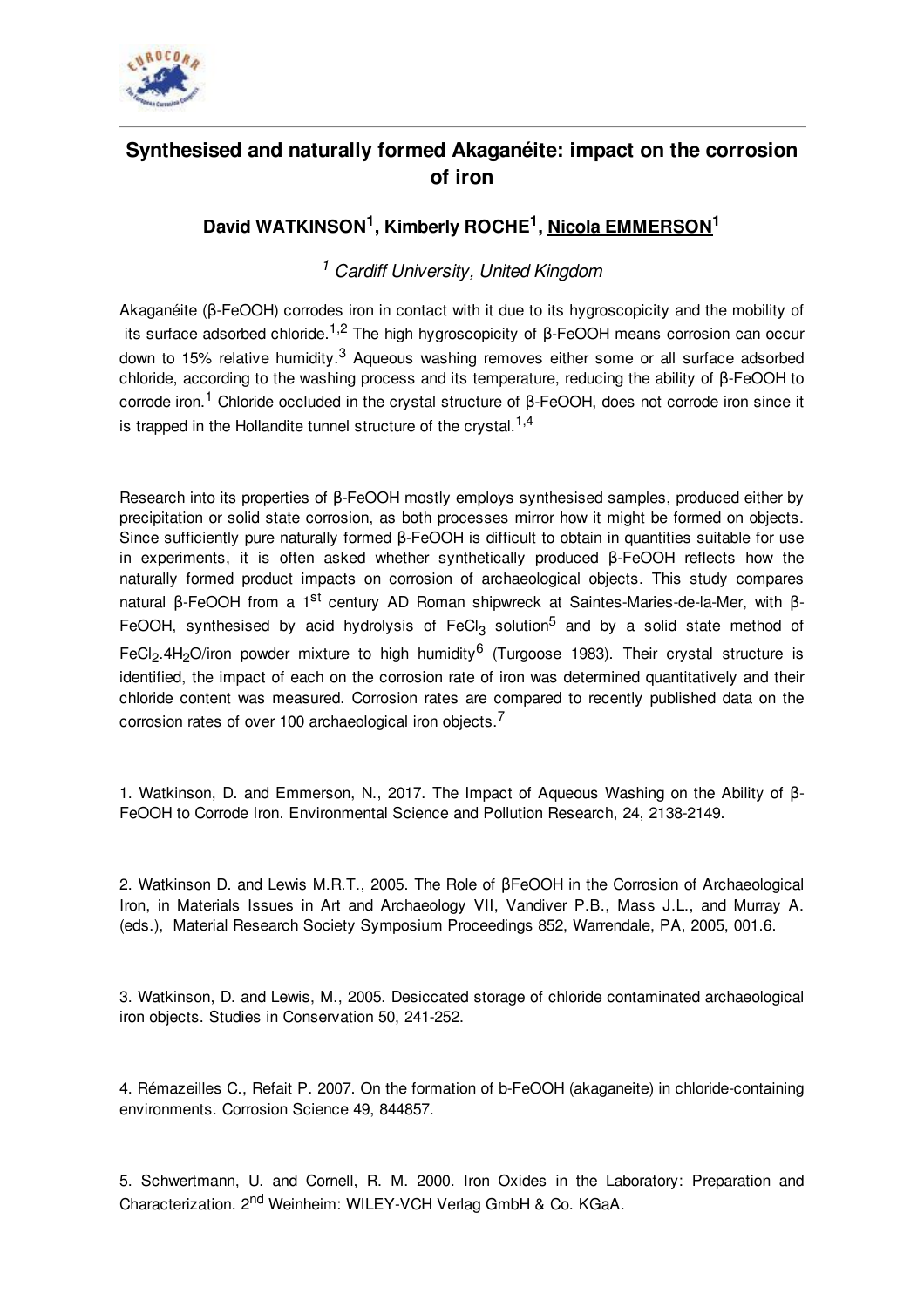# Synthesised and naturally formed Akaganéite: impact on the corrosion of iron

## David WATKINSON[1], Kimberly ROCHE[1], Nicola EMMERSON[1]

*[1] Cardiff University, United Kingdom*

Akaganéite (β-FeOOH) corrodes iron in contact with it due to its hygroscopicity and the mobility of its surface adsorbed chloride.[1,2] The high hygroscopicity of β-FeOOH means corrosion can occur down to 15% relative humidity.[3] Aqueous washing removes either some or all surface adsorbed chloride, according to the washing process and its temperature, reducing the ability of β-FeOOH to corrode iron.[1] Chloride occluded in the crystal structure of β-FeOOH, does not corrode iron since it is trapped in the Hollandite tunnel structure of the crystal.[1,4]

Research into its properties of β-FeOOH mostly employs synthesised samples, produced either by precipitation or solid state corrosion, as both processes mirror how it might be formed on objects. Since sufficiently pure naturally formed β-FeOOH is difficult to obtain in quantities suitable for use in experiments, it is often asked whether synthetically produced β-FeOOH reflects how the naturally formed product impacts on corrosion of archaeological objects. This study compares natural β-FeOOH from a 1st century AD Roman shipwreck at Saintes-Maries-de-la-Mer, with β-FeOOH, synthesised by acid hydrolysis of $FeCl_3$ solution[5] and by a solid state method of $FeCl_2.4H_2O$/iron powder mixture to high humidity[6] (Turgoose 1983). Their crystal structure is identified, the impact of each on the corrosion rate of iron was determined quantitatively and their chloride content was measured. Corrosion rates are compared to recently published data on the corrosion rates of over 100 archaeological iron objects.[7]

1. Watkinson, D. and Emmerson, N., 2017. The Impact of Aqueous Washing on the Ability of β-FeOOH to Corrode Iron. Environmental Science and Pollution Research, 24, 2138-2149.

2. Watkinson D. and Lewis M.R.T., 2005. The Role of βFeOOH in the Corrosion of Archaeological Iron, in Materials Issues in Art and Archaeology VII, Vandiver P.B., Mass J.L., and Murray A. (eds.), Material Research Society Symposium Proceedings 852, Warrendale, PA, 2005, 001.6.

3. Watkinson, D. and Lewis, M., 2005. Desiccated storage of chloride contaminated archaeological iron objects. Studies in Conservation 50, 241-252.

4. Rémazeilles C., Refait P. 2007. On the formation of b-FeOOH (akaganeite) in chloride-containing environments. Corrosion Science 49, 844857.

5. Schwertmann, U. and Cornell, R. M. 2000. Iron Oxides in the Laboratory: Preparation and Characterization. 2nd Weinheim: WILEY-VCH Verlag GmbH & Co. KGaA.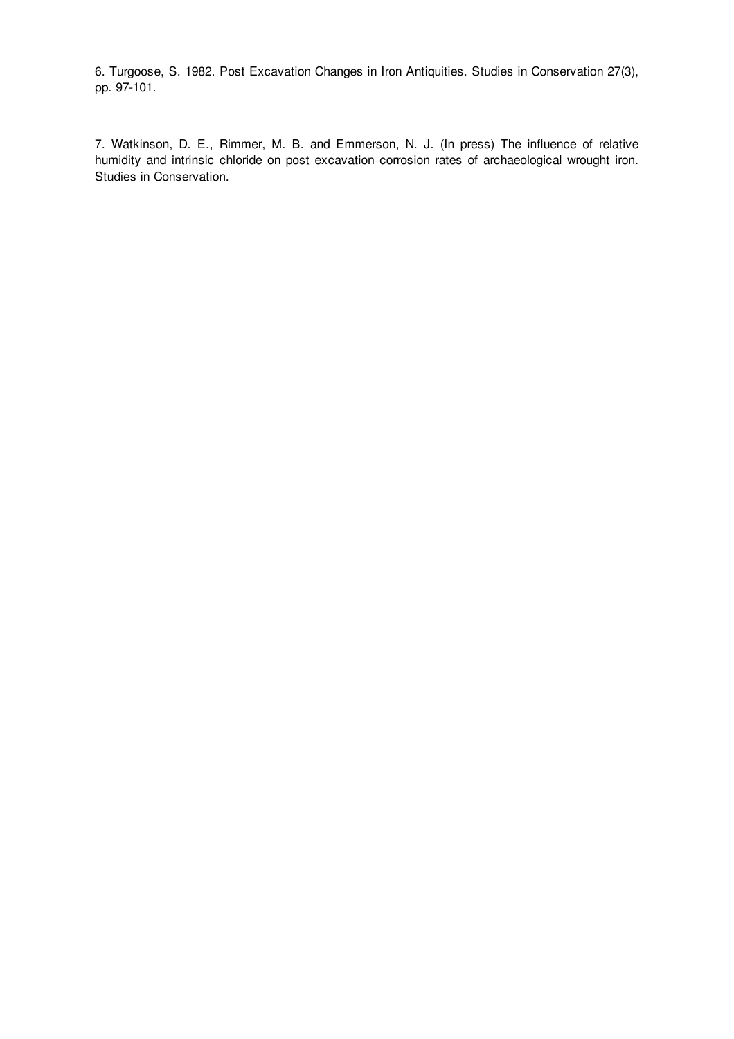6. Turgoose, S. 1982. Post Excavation Changes in Iron Antiquities. Studies in Conservation 27(3), pp. 97-101.

7. Watkinson, D. E., Rimmer, M. B. and Emmerson, N. J. (In press) The influence of relative humidity and intrinsic chloride on post excavation corrosion rates of archaeological wrought iron. Studies in Conservation.